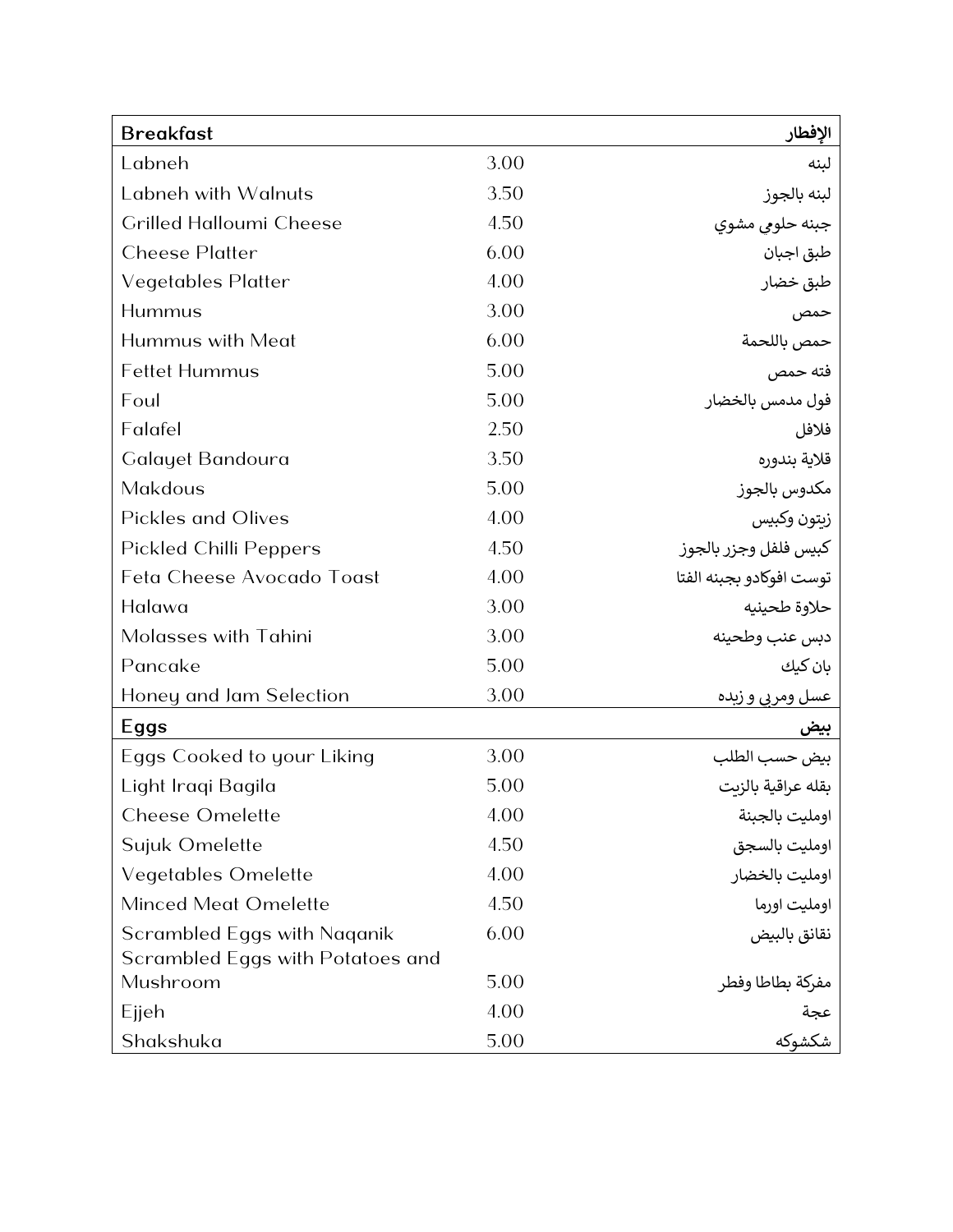| Breakfast | | الإفطار |
|---|---|---|
| Labneh | 3.00 | لبنه |
| Labneh with Walnuts | 3.50 | لبنه بالجوز |
| Grilled Halloumi Cheese | 4.50 | جبنه حلومي مشوي |
| Cheese Platter | 6.00 | طبق اجبان |
| Vegetables Platter | 4.00 | طبق خضار |
| Hummus | 3.00 | حمص |
| Hummus with Meat | 6.00 | حمص باللحمة |
| Fettet Hummus | 5.00 | فته حمص |
| Foul | 5.00 | فول مدمس بالخضار |
| Falafel | 2.50 | فلافل |
| Galayet Bandoura | 3.50 | قلاية بندوره |
| Makdous | 5.00 | مكدوس بالجوز |
| Pickles and Olives | 4.00 | زيتون وكبيس |
| Pickled Chilli Peppers | 4.50 | كبيس فلفل وجزر بالجوز |
| Feta Cheese Avocado Toast | 4.00 | توست افوكادو بجبنه الفتا |
| Halawa | 3.00 | حلاوة طحينيه |
| Molasses with Tahini | 3.00 | دبس عنب وطحينه |
| Pancake | 5.00 | بان كيك |
| Honey and Jam Selection | 3.00 | عسل ومربى و زبده |
| **Eggs** | | **بيض** |
| Eggs Cooked to your Liking | 3.00 | بيض حسب الطلب |
| Light Iraqi Bagila | 5.00 | بقله عراقية بالزيت |
| Cheese Omelette | 4.00 | اومليت بالجبنة |
| Sujuk Omelette | 4.50 | اومليت بالسجق |
| Vegetables Omelette | 4.00 | اومليت بالخضار |
| Minced Meat Omelette | 4.50 | اومليت اورما |
| Scrambled Eggs with Naqanik | 6.00 | نقانق بالبيض |
| Scrambled Eggs with Potatoes and Mushroom | 5.00 | مفركة بطاطا وفطر |
| Ejjeh | 4.00 | عجة |
| Shakshuka | 5.00 | شكشوكه |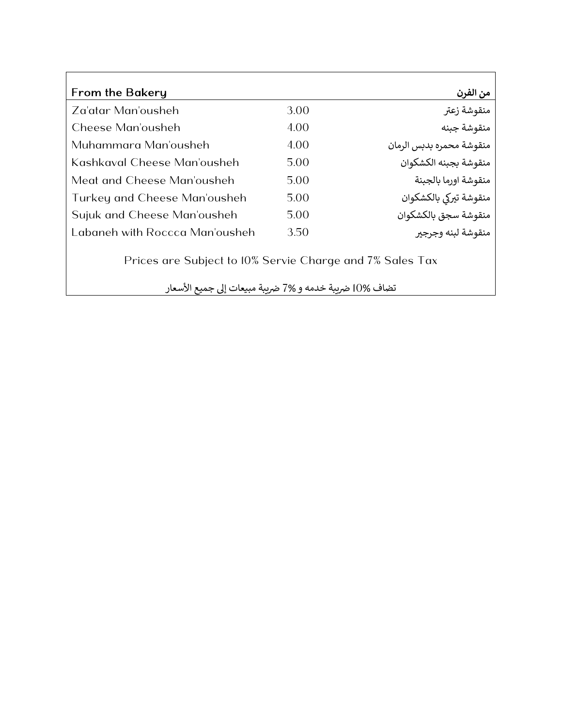| From the Bakery | | من الفرن |
| --- | --- | --- |
| Za'atar Man'ousheh | 3.00 | منقوشة زعتر |
| Cheese Man'ousheh | 4.00 | منقوشة جبنه |
| Muhammara Man'ousheh | 4.00 | منقوشة محمره بدبس الرمان |
| Kashkaval Cheese Man'ousheh | 5.00 | منقوشة بجبنه الكشكوان |
| Meat and Cheese Man'ousheh | 5.00 | منقوشة اورما بالجبنة |
| Turkey and Cheese Man'ousheh | 5.00 | منقوشة تيركي بالكشكوان |
| Sujuk and Cheese Man'ousheh | 5.00 | منقوشة سجق بالكشكوان |
| Labaneh with Roccca Man'ousheh | 3.50 | منقوشة لبنه وجرجير |

Prices are Subject to 10% Servie Charge and 7% Sales Tax

تضاف 10% ضريبة خدمه و 7% ضريبة مبيعات إلى جميع الأسعار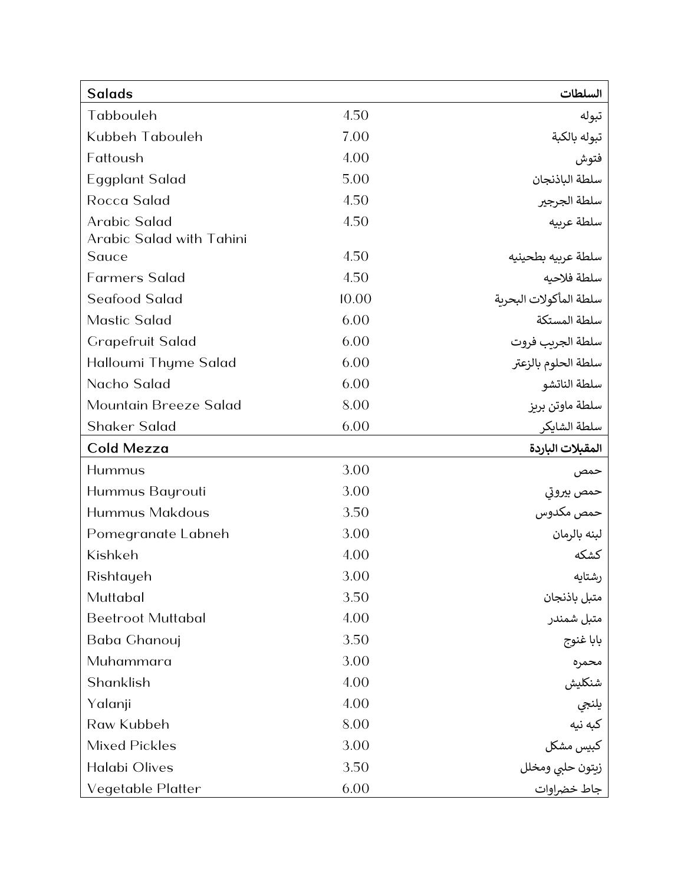| Salads | | السلطات |
| --- | --- | --- |
| Tabbouleh | 4.50 | تبوله |
| Kubbeh Tabouleh | 7.00 | تبوله بالكبة |
| Fattoush | 4.00 | فتوش |
| Eggplant Salad | 5.00 | سلطة الباذنجان |
| Rocca Salad | 4.50 | سلطة الجرجير |
| Arabic Salad | 4.50 | سلطة عربيه |
| Arabic Salad with Tahini Sauce | 4.50 | سلطة عربيه بطحينيه |
| Farmers Salad | 4.50 | سلطة فلاحيه |
| Seafood Salad | 10.00 | سلطة المأكولات البحرية |
| Mastic Salad | 6.00 | سلطة المستكة |
| Grapefruit Salad | 6.00 | سلطة الجريب فروت |
| Halloumi Thyme Salad | 6.00 | سلطة الحلوم بالزعتر |
| Nacho Salad | 6.00 | سلطة الناتشو |
| Mountain Breeze Salad | 8.00 | سلطة ماوتن بريز |
| Shaker Salad | 6.00 | سلطة الشايكر |
| **Cold Mezza** | | **المقبلات الباردة** |
| Hummus | 3.00 | حمص |
| Hummus Bayrouti | 3.00 | حمص بيروتي |
| Hummus Makdous | 3.50 | حمص مكدوس |
| Pomegranate Labneh | 3.00 | لبنه بالرمان |
| Kishkeh | 4.00 | كشكه |
| Rishtayeh | 3.00 | رشتايه |
| Muttabal | 3.50 | متبل باذنجان |
| Beetroot Muttabal | 4.00 | متبل شمندر |
| Baba Ghanouj | 3.50 | بابا غنوج |
| Muhammara | 3.00 | محمره |
| Shanklish | 4.00 | شنكليش |
| Yalanji | 4.00 | يلنجي |
| Raw Kubbeh | 8.00 | كبه نيه |
| Mixed Pickles | 3.00 | كبيس مشكل |
| Halabi Olives | 3.50 | زيتون حلبي ومخلل |
| Vegetable Platter | 6.00 | جاط خضراوات |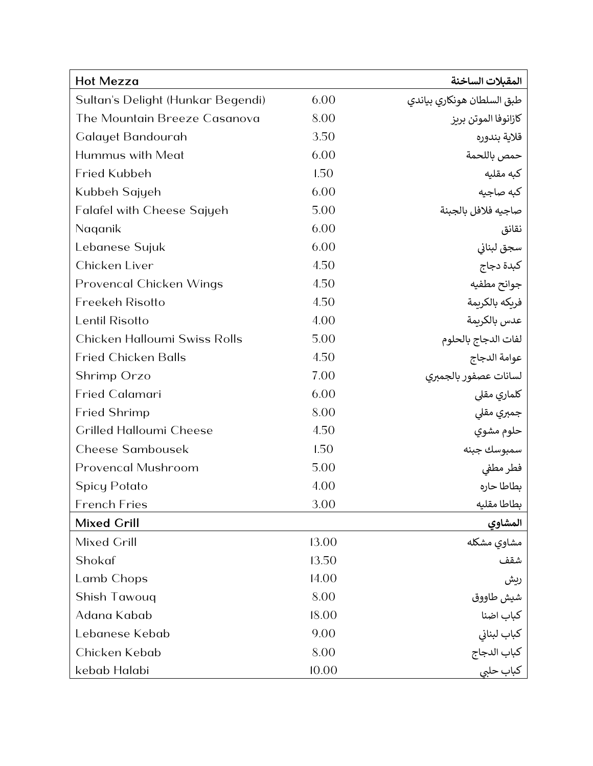| Hot Mezza | | المقبلات الساخنة |
|---|---|---|
| Sultan's Delight (Hunkar Begendi) | 6.00 | طبق السلطان هونكاري بياندي |
| The Mountain Breeze Casanova | 8.00 | كازانوفا الموتن بريز |
| Galayet Bandourah | 3.50 | قلاية بندوره |
| Hummus with Meat | 6.00 | حمص باللحمة |
| Fried Kubbeh | 1.50 | كبه مقليه |
| Kubbeh Sajyeh | 6.00 | كبه صاجيه |
| Falafel with Cheese Sajyeh | 5.00 | صاجيه فلافل بالجبنة |
| Naqanik | 6.00 | نقانق |
| Lebanese Sujuk | 6.00 | سجق لبناني |
| Chicken Liver | 4.50 | كبدة دجاج |
| Provencal Chicken Wings | 4.50 | جوانح مطفيه |
| Freekeh Risotto | 4.50 | فريكه بالكريمة |
| Lentil Risotto | 4.00 | عدس بالكريمة |
| Chicken Halloumi Swiss Rolls | 5.00 | لفات الدجاج بالحلوم |
| Fried Chicken Balls | 4.50 | عوامة الدجاج |
| Shrimp Orzo | 7.00 | لسانات عصفور بالجمبري |
| Fried Calamari | 6.00 | كلماري مقلي |
| Fried Shrimp | 8.00 | جمبري مقلي |
| Grilled Halloumi Cheese | 4.50 | حلوم مشوي |
| Cheese Sambousek | 1.50 | سمبوسك جبنه |
| Provencal Mushroom | 5.00 | فطر مطفي |
| Spicy Potato | 4.00 | بطاطا حاره |
| French Fries | 3.00 | بطاطا مقليه |
| **Mixed Grill** | | **المشاوي** |
| Mixed Grill | 13.00 | مشاوي مشكله |
| Shokaf | 13.50 | شقف |
| Lamb Chops | 14.00 | ريش |
| Shish Tawouq | 8.00 | شيش طاووق |
| Adana Kabab | 18.00 | كباب اضنا |
| Lebanese Kebab | 9.00 | كباب لبناني |
| Chicken Kebab | 8.00 | كباب الدجاج |
| kebab Halabi | 10.00 | كباب حلبي |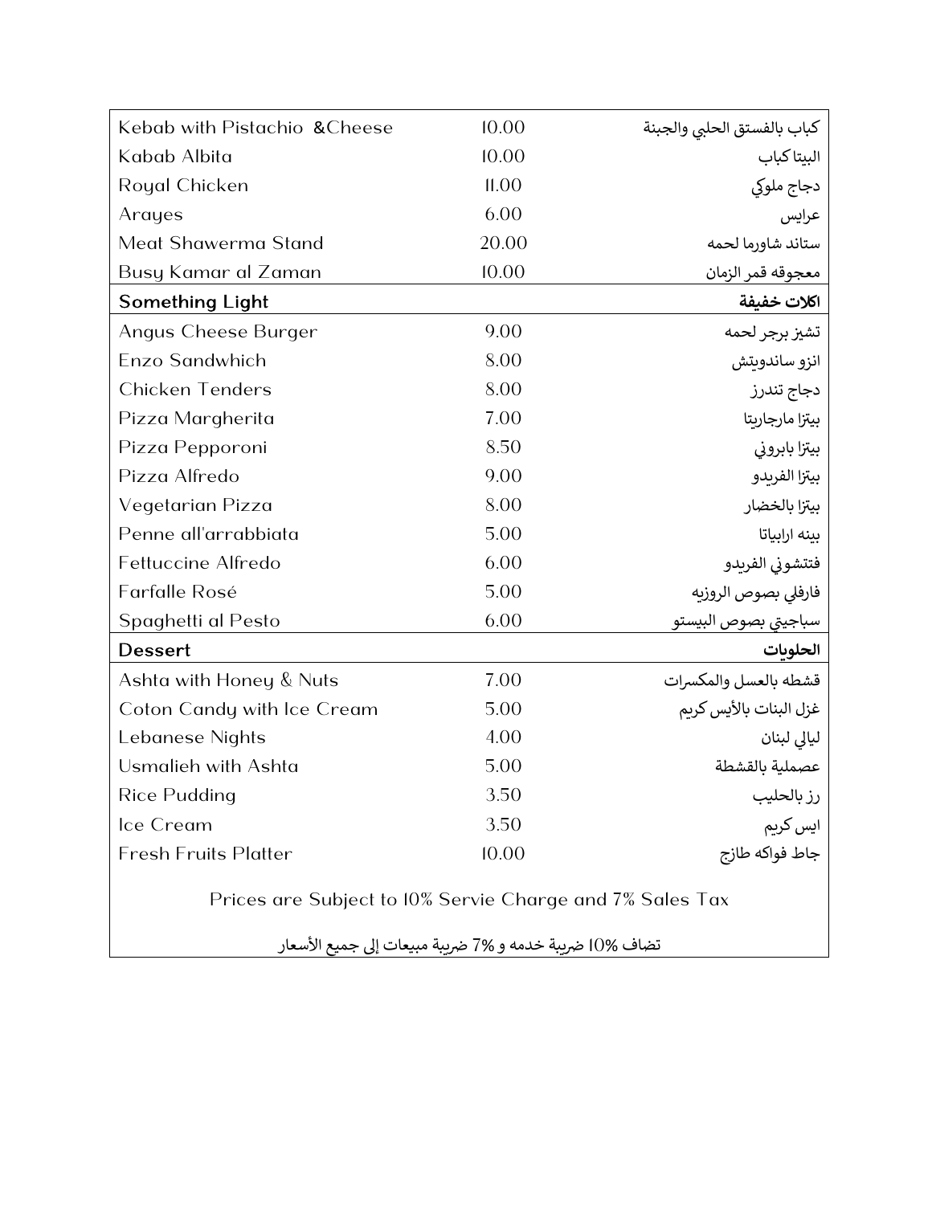| | | |
|---|---|---|
| Kebab with Pistachio &Cheese | 10.00 | كباب بالفستق الحلبي والجبنة |
| Kabab Albita | 10.00 | البيتا كباب |
| Royal Chicken | 11.00 | دجاج ملوكي |
| Arayes | 6.00 | عرايس |
| Meat Shawerma Stand | 20.00 | ستاند شاورما لحمه |
| Busy Kamar al Zaman | 10.00 | معجوقه قمر الزمان |
| **Something Light** | | **اكلات خفيفة** |
| Angus Cheese Burger | 9.00 | تشيز برجر لحمه |
| Enzo Sandwhich | 8.00 | انزو ساندويتش |
| Chicken Tenders | 8.00 | دجاج تندرز |
| Pizza Margherita | 7.00 | بيتزا مارجاريتا |
| Pizza Pepporoni | 8.50 | بيتزا بابروني |
| Pizza Alfredo | 9.00 | بيتزا الفريدو |
| Vegetarian Pizza | 8.00 | بيتزا بالخضار |
| Penne all'arrabbiata | 5.00 | بينه ارابياتا |
| Fettuccine Alfredo | 6.00 | فتتشوني الفريدو |
| Farfalle Rosé | 5.00 | فارفلي بصوص الروزيه |
| Spaghetti al Pesto | 6.00 | سباجيتي بصوص البيستو |
| **Dessert** | | **الحلويات** |
| Ashta with Honey & Nuts | 7.00 | قشطه بالعسل والمكسرات |
| Coton Candy with Ice Cream | 5.00 | غزل البنات بالأيس كريم |
| Lebanese Nights | 4.00 | ليالي لبنان |
| Usmalieh with Ashta | 5.00 | عصملية بالقشطة |
| Rice Pudding | 3.50 | رز بالحليب |
| Ice Cream | 3.50 | ايس كريم |
| Fresh Fruits Platter | 10.00 | جاط فواكه طازج |

Prices are Subject to 10% Servie Charge and 7% Sales Tax

تضاف 10% ضريبة خدمه و 7% ضريبة مبيعات إلى جميع الأسعار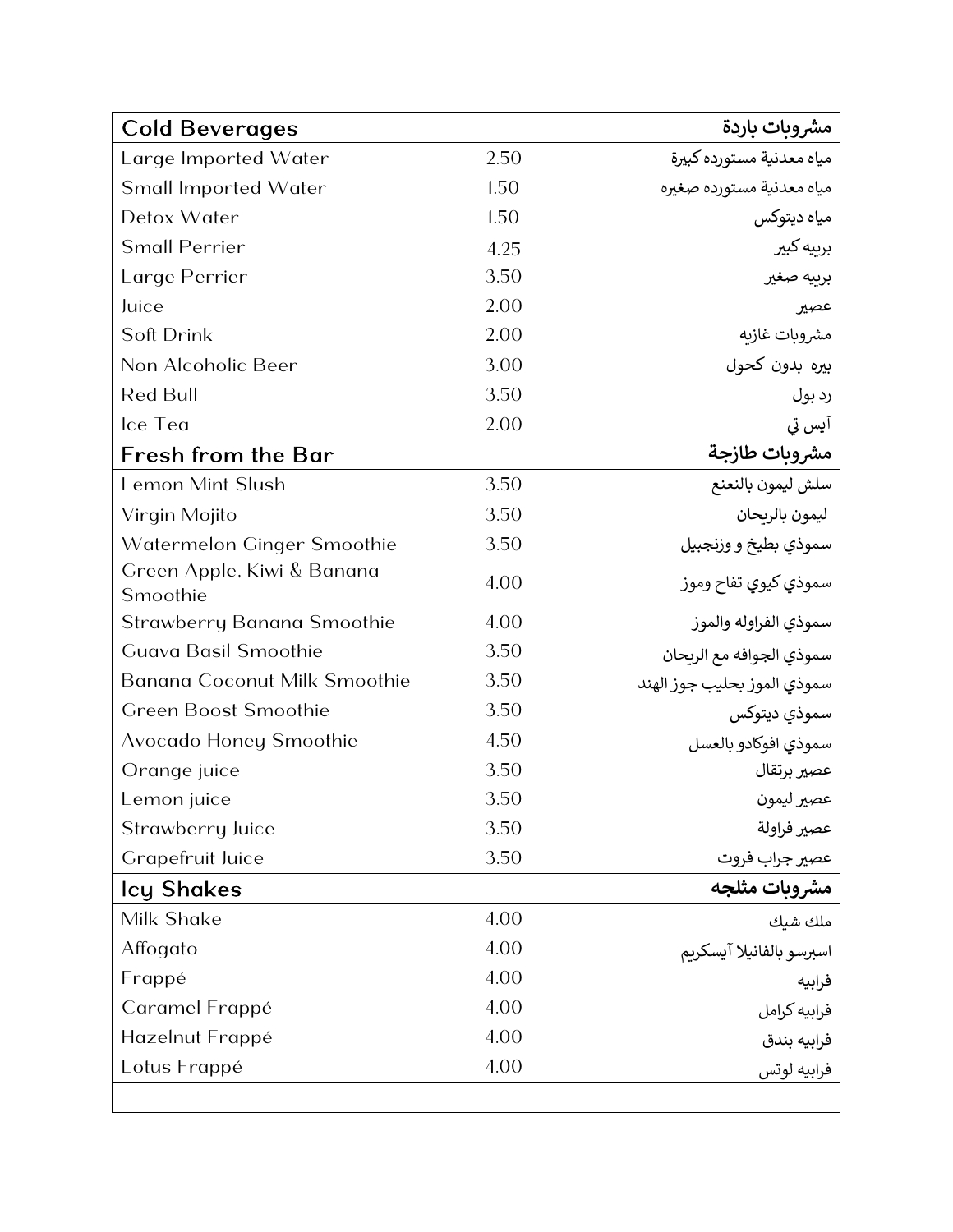| Cold Beverages | | مشروبات باردة |
|---|---|---|
| Large Imported Water | 2.50 | مياه معدنية مستورده كبيرة |
| Small Imported Water | 1.50 | مياه معدنية مستورده صغيره |
| Detox Water | 1.50 | مياه ديتوكس |
| Small Perrier | 4.25 | بريه كبير |
| Large Perrier | 3.50 | بريه صغير |
| Juice | 2.00 | عصير |
| Soft Drink | 2.00 | مشروبات غازيه |
| Non Alcoholic Beer | 3.00 | بيره بدون كحول |
| Red Bull | 3.50 | رد بول |
| Ice Tea | 2.00 | آيس تي |
| **Fresh from the Bar** | | **مشروبات طازجة** |
| Lemon Mint Slush | 3.50 | سلش ليمون بالنعنع |
| Virgin Mojito | 3.50 | ليمون بالريحان |
| Watermelon Ginger Smoothie | 3.50 | سموذي بطيخ و وزنجبيل |
| Green Apple, Kiwi & Banana Smoothie | 4.00 | سموذي كيوي تفاح وموز |
| Strawberry Banana Smoothie | 4.00 | سموذي الفراوله والموز |
| Guava Basil Smoothie | 3.50 | سموذي الجوافه مع الريحان |
| Banana Coconut Milk Smoothie | 3.50 | سموذي الموز بحليب جوز الهند |
| Green Boost Smoothie | 3.50 | سموذي ديتوكس |
| Avocado Honey Smoothie | 4.50 | سموذي افوكادو بالعسل |
| Orange juice | 3.50 | عصير برتقال |
| Lemon juice | 3.50 | عصير ليمون |
| Strawberry Juice | 3.50 | عصير فراولة |
| Grapefruit Juice | 3.50 | عصير جراب فروت |
| **Icy Shakes** | | **مشروبات مثلجه** |
| Milk Shake | 4.00 | ملك شيك |
| Affogato | 4.00 | اسبرسو بالفانيلا آيسكريم |
| Frappé | 4.00 | فرابيه |
| Caramel Frappé | 4.00 | فرابيه كرامل |
| Hazelnut Frappé | 4.00 | فرابيه بندق |
| Lotus Frappé | 4.00 | فرابيه لوتس |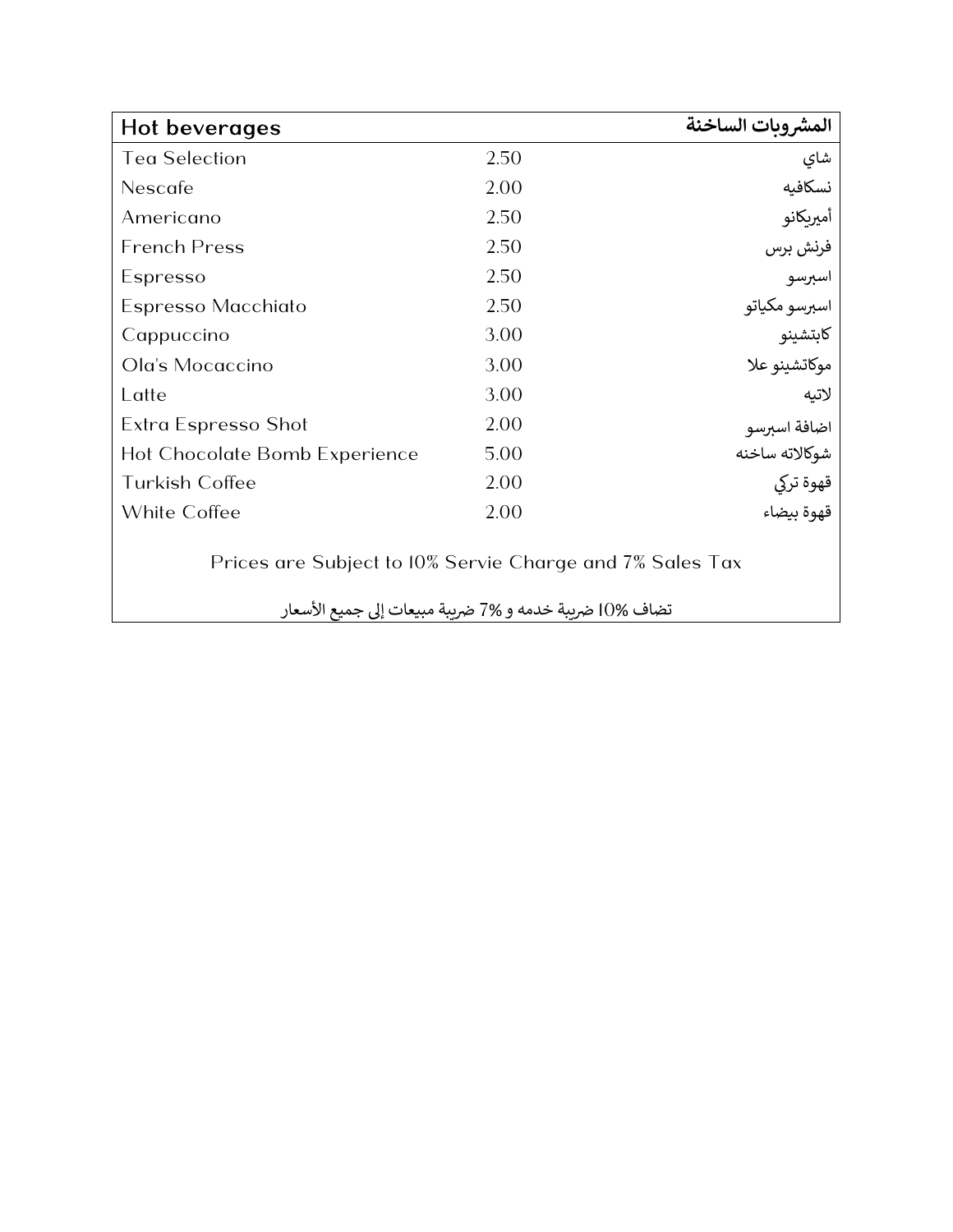| Hot beverages | | المشروبات الساخنة |
|---|---|---|
| Tea Selection | 2.50 | شاي |
| Nescafe | 2.00 | نسكافيه |
| Americano | 2.50 | أميريكانو |
| French Press | 2.50 | فرنش برس |
| Espresso | 2.50 | اسبرسو |
| Espresso Macchiato | 2.50 | اسبرسو مكياتو |
| Cappuccino | 3.00 | كابتشينو |
| Ola's Mocaccino | 3.00 | موكاتشينو علا |
| Latte | 3.00 | لاتيه |
| Extra Espresso Shot | 2.00 | اضافة اسبرسو |
| Hot Chocolate Bomb Experience | 5.00 | شوكالاته ساخنه |
| Turkish Coffee | 2.00 | قهوة تركي |
| White Coffee | 2.00 | قهوة بيضاء |

Prices are Subject to 10% Servie Charge and 7% Sales Tax

تضاف 10% ضريبة خدمه و 7% ضريبة مبيعات إلى جميع الأسعار